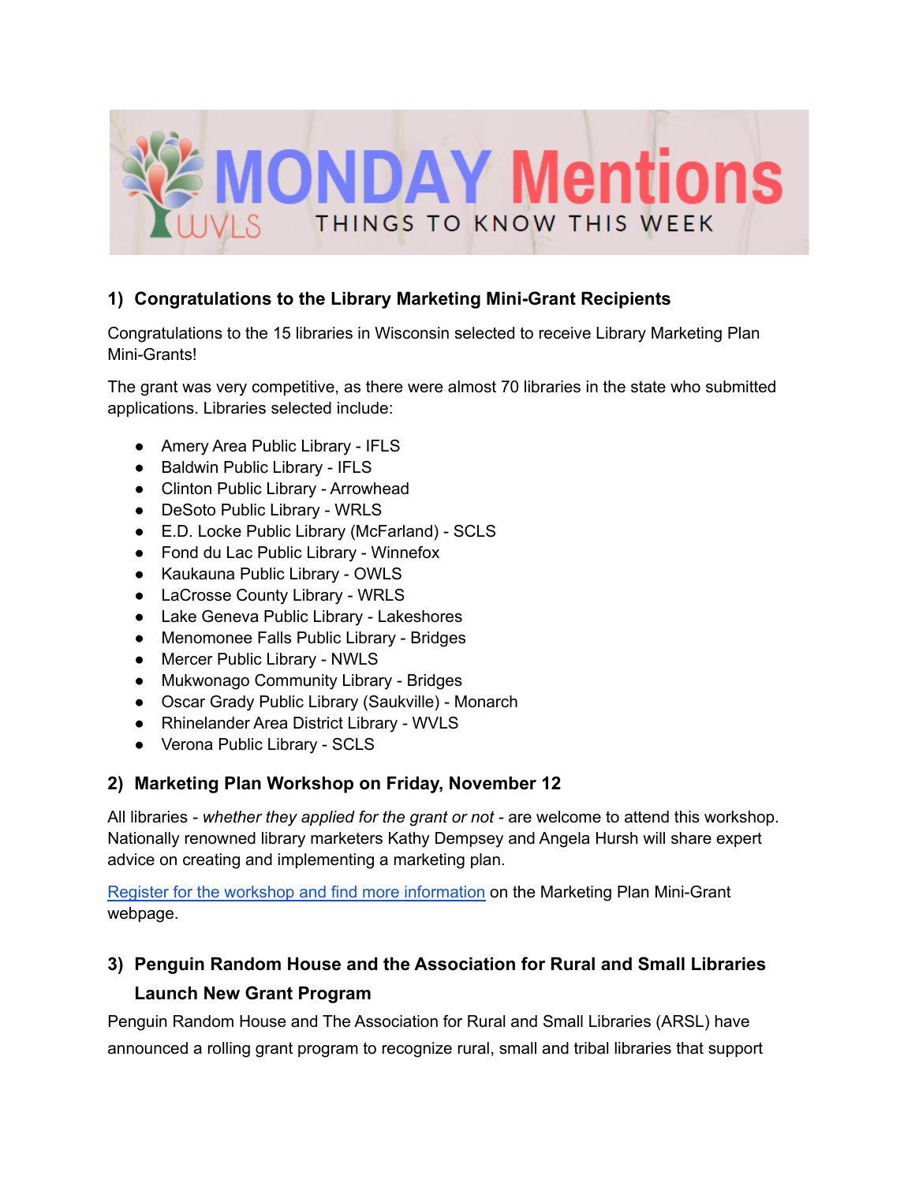# MONDAY Mentions

WVLS — THINGS TO KNOW THIS WEEK

## 1) Congratulations to the Library Marketing Mini-Grant Recipients

Congratulations to the 15 libraries in Wisconsin selected to receive Library Marketing Plan Mini-Grants!

The grant was very competitive, as there were almost 70 libraries in the state who submitted applications. Libraries selected include:

- Amery Area Public Library - IFLS
- Baldwin Public Library - IFLS
- Clinton Public Library - Arrowhead
- DeSoto Public Library - WRLS
- E.D. Locke Public Library (McFarland) - SCLS
- Fond du Lac Public Library - Winnefox
- Kaukauna Public Library - OWLS
- LaCrosse County Library - WRLS
- Lake Geneva Public Library - Lakeshores
- Menomonee Falls Public Library - Bridges
- Mercer Public Library - NWLS
- Mukwonago Community Library - Bridges
- Oscar Grady Public Library (Saukville) - Monarch
- Rhinelander Area District Library - WVLS
- Verona Public Library - SCLS

## 2) Marketing Plan Workshop on Friday, November 12

All libraries - *whether they applied for the grant or not* - are welcome to attend this workshop. Nationally renowned library marketers Kathy Dempsey and Angela Hursh will share expert advice on creating and implementing a marketing plan.

Register for the workshop and find more information on the Marketing Plan Mini-Grant webpage.

## 3) Penguin Random House and the Association for Rural and Small Libraries Launch New Grant Program

Penguin Random House and The Association for Rural and Small Libraries (ARSL) have announced a rolling grant program to recognize rural, small and tribal libraries that support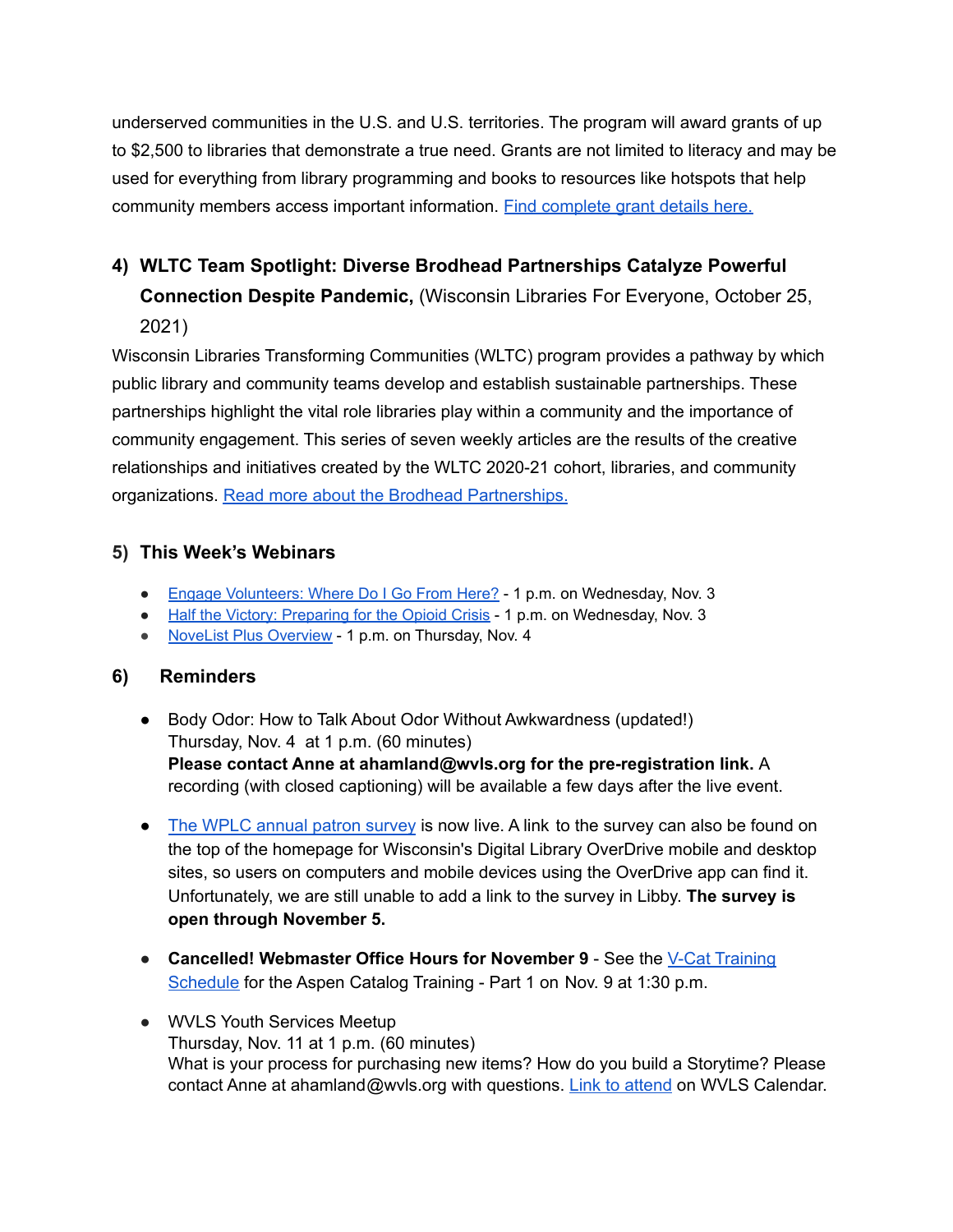underserved communities in the U.S. and U.S. territories. The program will award grants of up to $2,500 to libraries that demonstrate a true need. Grants are not limited to literacy and may be used for everything from library programming and books to resources like hotspots that help community members access important information. [Find complete grant details here.]

### 4) **WLTC Team Spotlight: Diverse Brodhead Partnerships Catalyze Powerful Connection Despite Pandemic,** (Wisconsin Libraries For Everyone, October 25, 2021)

Wisconsin Libraries Transforming Communities (WLTC) program provides a pathway by which public library and community teams develop and establish sustainable partnerships. These partnerships highlight the vital role libraries play within a community and the importance of community engagement. This series of seven weekly articles are the results of the creative relationships and initiatives created by the WLTC 2020-21 cohort, libraries, and community organizations. [Read more about the Brodhead Partnerships.]

### 5) This Week's Webinars

- [Engage Volunteers: Where Do I Go From Here?] - 1 p.m. on Wednesday, Nov. 3
- [Half the Victory: Preparing for the Opioid Crisis] - 1 p.m. on Wednesday, Nov. 3
- [NoveList Plus Overview] - 1 p.m. on Thursday, Nov. 4

### 6) Reminders

- Body Odor: How to Talk About Odor Without Awkwardness (updated!)
  Thursday, Nov. 4 at 1 p.m. (60 minutes)
  **Please contact Anne at ahamland@wvls.org for the pre-registration link.** A recording (with closed captioning) will be available a few days after the live event.

- [The WPLC annual patron survey] is now live. A link to the survey can also be found on the top of the homepage for Wisconsin's Digital Library OverDrive mobile and desktop sites, so users on computers and mobile devices using the OverDrive app can find it. Unfortunately, we are still unable to add a link to the survey in Libby. **The survey is open through November 5.**

- **Cancelled! Webmaster Office Hours for November 9** - See the [V-Cat Training Schedule] for the Aspen Catalog Training - Part 1 on Nov. 9 at 1:30 p.m.

- WVLS Youth Services Meetup
  Thursday, Nov. 11 at 1 p.m. (60 minutes)
  What is your process for purchasing new items? How do you build a Storytime? Please contact Anne at ahamland@wvls.org with questions. [Link to attend] on WVLS Calendar.